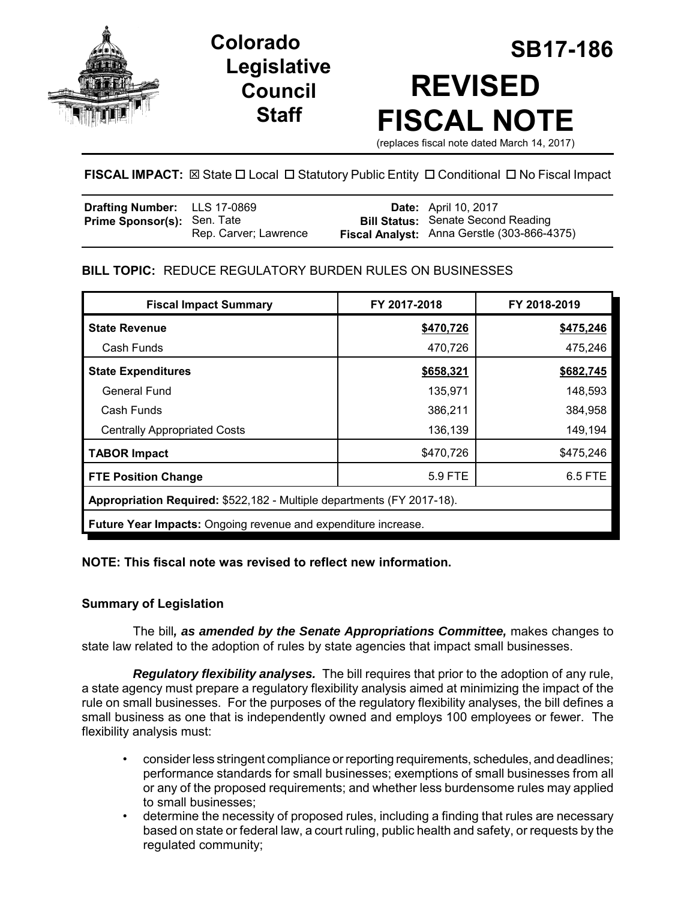# Colorado Legislative Council Staff

# SB17-186

# REVISED FISCAL NOTE

(replaces fiscal note dated March 14, 2017)

**FISCAL IMPACT:** ☒ State ☐ Local ☐ Statutory Public Entity ☐ Conditional ☐ No Fiscal Impact

| | | | |
|---|---|---|---|
| **Drafting Number:** | LLS 17-0869 | **Date:** | April 10, 2017 |
| **Prime Sponsor(s):** | Sen. Tate<br>Rep. Carver; Lawrence | **Bill Status:** | Senate Second Reading |
| | | **Fiscal Analyst:** | Anna Gerstle (303-866-4375) |

**BILL TOPIC:** REDUCE REGULATORY BURDEN RULES ON BUSINESSES

| Fiscal Impact Summary | FY 2017-2018 | FY 2018-2019 |
|---|---|---|
| **State Revenue** | **$470,726** | **$475,246** |
| Cash Funds | 470,726 | 475,246 |
| **State Expenditures** | **$658,321** | **$682,745** |
| General Fund | 135,971 | 148,593 |
| Cash Funds | 386,211 | 384,958 |
| Centrally Appropriated Costs | 136,139 | 149,194 |
| **TABOR Impact** | $470,726 | $475,246 |
| **FTE Position Change** | 5.9 FTE | 6.5 FTE |
| **Appropriation Required:** $522,182 - Multiple departments (FY 2017-18). | | |
| **Future Year Impacts:** Ongoing revenue and expenditure increase. | | |

**NOTE: This fiscal note was revised to reflect new information.**

## Summary of Legislation

The bill***, as amended by the Senate Appropriations Committee,*** makes changes to state law related to the adoption of rules by state agencies that impact small businesses.

***Regulatory flexibility analyses.*** The bill requires that prior to the adoption of any rule, a state agency must prepare a regulatory flexibility analysis aimed at minimizing the impact of the rule on small businesses. For the purposes of the regulatory flexibility analyses, the bill defines a small business as one that is independently owned and employs 100 employees or fewer. The flexibility analysis must:

- consider less stringent compliance or reporting requirements, schedules, and deadlines; performance standards for small businesses; exemptions of small businesses from all or any of the proposed requirements; and whether less burdensome rules may applied to small businesses;
- determine the necessity of proposed rules, including a finding that rules are necessary based on state or federal law, a court ruling, public health and safety, or requests by the regulated community;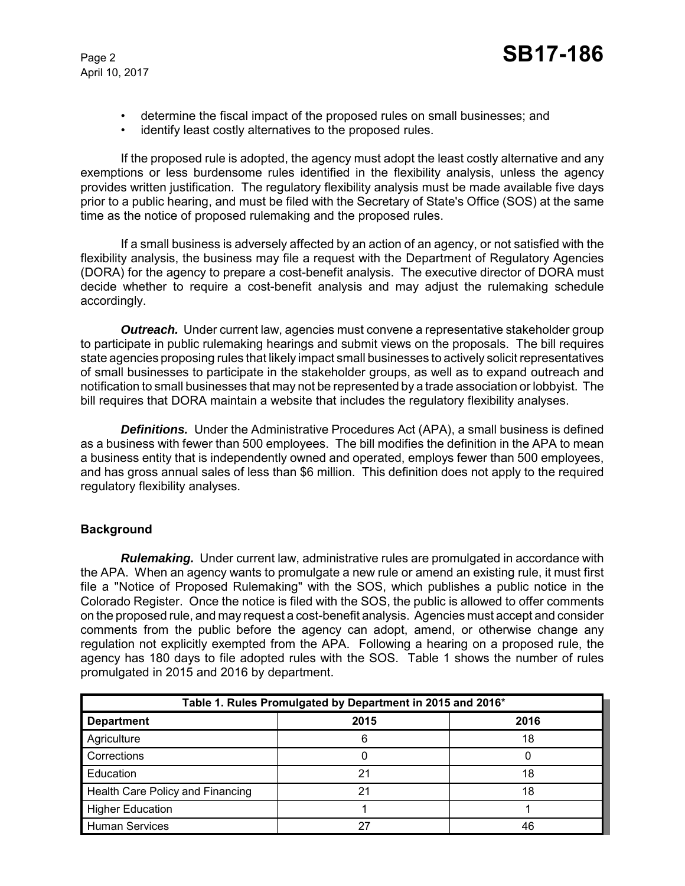- determine the fiscal impact of the proposed rules on small businesses; and
- identify least costly alternatives to the proposed rules.

If the proposed rule is adopted, the agency must adopt the least costly alternative and any exemptions or less burdensome rules identified in the flexibility analysis, unless the agency provides written justification. The regulatory flexibility analysis must be made available five days prior to a public hearing, and must be filed with the Secretary of State's Office (SOS) at the same time as the notice of proposed rulemaking and the proposed rules.

If a small business is adversely affected by an action of an agency, or not satisfied with the flexibility analysis, the business may file a request with the Department of Regulatory Agencies (DORA) for the agency to prepare a cost-benefit analysis. The executive director of DORA must decide whether to require a cost-benefit analysis and may adjust the rulemaking schedule accordingly.

***Outreach.*** Under current law, agencies must convene a representative stakeholder group to participate in public rulemaking hearings and submit views on the proposals. The bill requires state agencies proposing rules that likely impact small businesses to actively solicit representatives of small businesses to participate in the stakeholder groups, as well as to expand outreach and notification to small businesses that may not be represented by a trade association or lobbyist. The bill requires that DORA maintain a website that includes the regulatory flexibility analyses.

***Definitions.*** Under the Administrative Procedures Act (APA), a small business is defined as a business with fewer than 500 employees. The bill modifies the definition in the APA to mean a business entity that is independently owned and operated, employs fewer than 500 employees, and has gross annual sales of less than $6 million. This definition does not apply to the required regulatory flexibility analyses.

## Background

***Rulemaking.*** Under current law, administrative rules are promulgated in accordance with the APA. When an agency wants to promulgate a new rule or amend an existing rule, it must first file a "Notice of Proposed Rulemaking" with the SOS, which publishes a public notice in the Colorado Register. Once the notice is filed with the SOS, the public is allowed to offer comments on the proposed rule, and may request a cost-benefit analysis. Agencies must accept and consider comments from the public before the agency can adopt, amend, or otherwise change any regulation not explicitly exempted from the APA. Following a hearing on a proposed rule, the agency has 180 days to file adopted rules with the SOS. Table 1 shows the number of rules promulgated in 2015 and 2016 by department.

| Table 1. Rules Promulgated by Department in 2015 and 2016* | | |
|---|---|---|
| **Department** | **2015** | **2016** |
| Agriculture | 6 | 18 |
| Corrections | 0 | 0 |
| Education | 21 | 18 |
| Health Care Policy and Financing | 21 | 18 |
| Higher Education | 1 | 1 |
| Human Services | 27 | 46 |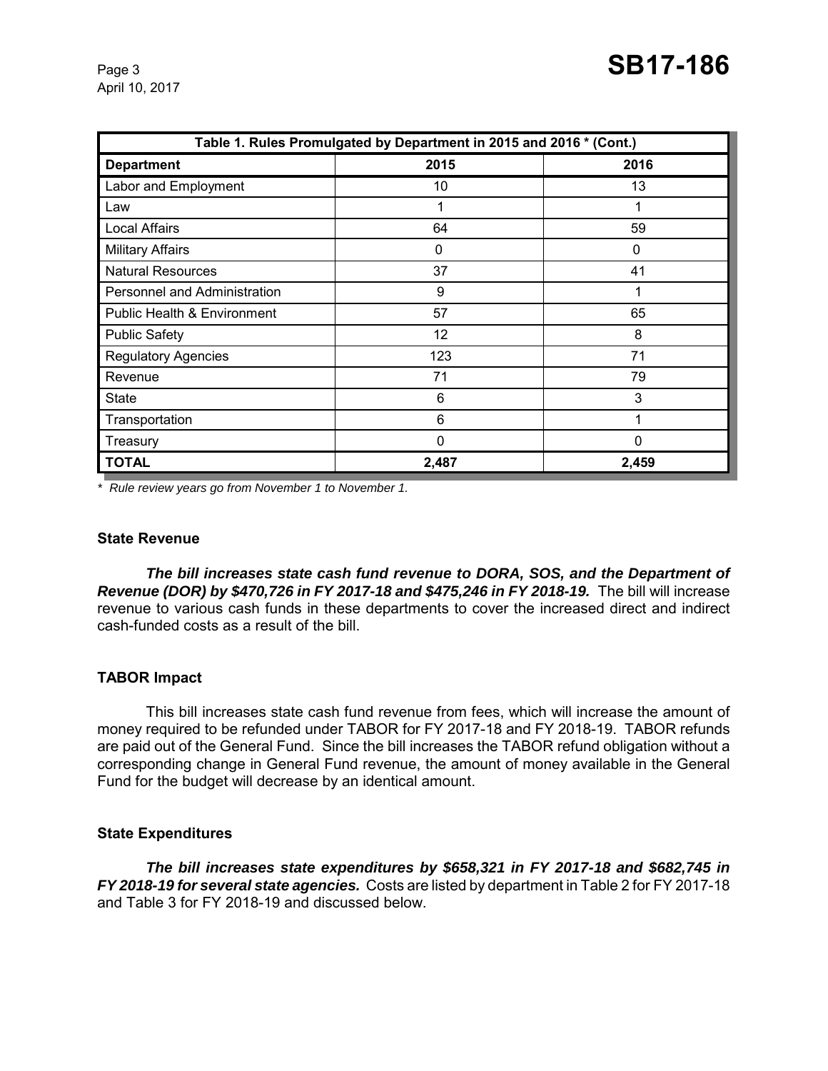| Table 1. Rules Promulgated by Department in 2015 and 2016 * (Cont.) | | |
|---|---|---|
| **Department** | **2015** | **2016** |
| Labor and Employment | 10 | 13 |
| Law | 1 | 1 |
| Local Affairs | 64 | 59 |
| Military Affairs | 0 | 0 |
| Natural Resources | 37 | 41 |
| Personnel and Administration | 9 | 1 |
| Public Health & Environment | 57 | 65 |
| Public Safety | 12 | 8 |
| Regulatory Agencies | 123 | 71 |
| Revenue | 71 | 79 |
| State | 6 | 3 |
| Transportation | 6 | 1 |
| Treasury | 0 | 0 |
| **TOTAL** | **2,487** | **2,459** |

*\* Rule review years go from November 1 to November 1.*

### State Revenue

***The bill increases state cash fund revenue to DORA, SOS, and the Department of Revenue (DOR) by $470,726 in FY 2017-18 and $475,246 in FY 2018-19.*** The bill will increase revenue to various cash funds in these departments to cover the increased direct and indirect cash-funded costs as a result of the bill.

### TABOR Impact

This bill increases state cash fund revenue from fees, which will increase the amount of money required to be refunded under TABOR for FY 2017-18 and FY 2018-19. TABOR refunds are paid out of the General Fund. Since the bill increases the TABOR refund obligation without a corresponding change in General Fund revenue, the amount of money available in the General Fund for the budget will decrease by an identical amount.

### State Expenditures

***The bill increases state expenditures by $658,321 in FY 2017-18 and $682,745 in FY 2018-19 for several state agencies.*** Costs are listed by department in Table 2 for FY 2017-18 and Table 3 for FY 2018-19 and discussed below.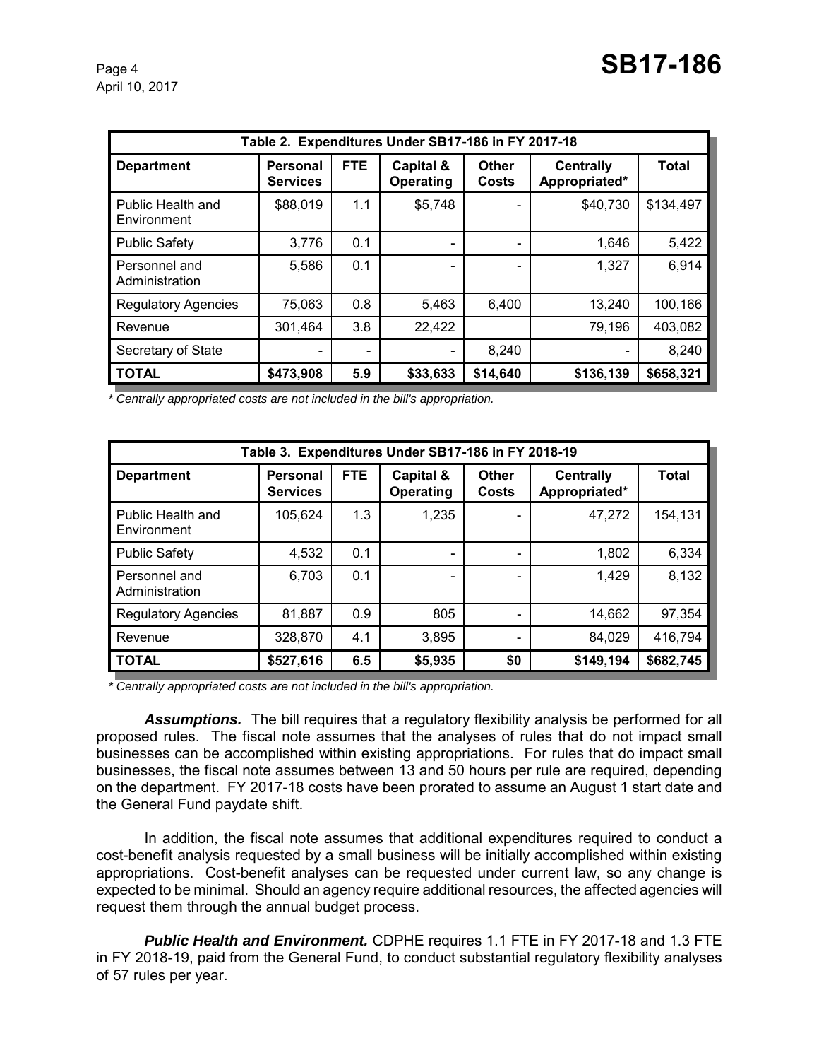| Table 2. Expenditures Under SB17-186 in FY 2017-18 | | | | | | |
|---|---|---|---|---|---|---|
| **Department** | **Personal Services** | **FTE** | **Capital & Operating** | **Other Costs** | **Centrally Appropriated*** | **Total** |
| Public Health and Environment | $88,019 | 1.1 | $5,748 | - | $40,730 | $134,497 |
| Public Safety | 3,776 | 0.1 | - | - | 1,646 | 5,422 |
| Personnel and Administration | 5,586 | 0.1 | - | - | 1,327 | 6,914 |
| Regulatory Agencies | 75,063 | 0.8 | 5,463 | 6,400 | 13,240 | 100,166 |
| Revenue | 301,464 | 3.8 | 22,422 | | 79,196 | 403,082 |
| Secretary of State | - | - | - | 8,240 | - | 8,240 |
| **TOTAL** | **$473,908** | **5.9** | **$33,633** | **$14,640** | **$136,139** | **$658,321** |

*\* Centrally appropriated costs are not included in the bill's appropriation.*

| Table 3. Expenditures Under SB17-186 in FY 2018-19 | | | | | | |
|---|---|---|---|---|---|---|
| **Department** | **Personal Services** | **FTE** | **Capital & Operating** | **Other Costs** | **Centrally Appropriated*** | **Total** |
| Public Health and Environment | 105,624 | 1.3 | 1,235 | - | 47,272 | 154,131 |
| Public Safety | 4,532 | 0.1 | - | - | 1,802 | 6,334 |
| Personnel and Administration | 6,703 | 0.1 | - | - | 1,429 | 8,132 |
| Regulatory Agencies | 81,887 | 0.9 | 805 | - | 14,662 | 97,354 |
| Revenue | 328,870 | 4.1 | 3,895 | - | 84,029 | 416,794 |
| **TOTAL** | **$527,616** | **6.5** | **$5,935** | **$0** | **$149,194** | **$682,745** |

*\* Centrally appropriated costs are not included in the bill's appropriation.*

***Assumptions.*** The bill requires that a regulatory flexibility analysis be performed for all proposed rules. The fiscal note assumes that the analyses of rules that do not impact small businesses can be accomplished within existing appropriations. For rules that do impact small businesses, the fiscal note assumes between 13 and 50 hours per rule are required, depending on the department. FY 2017-18 costs have been prorated to assume an August 1 start date and the General Fund paydate shift.

In addition, the fiscal note assumes that additional expenditures required to conduct a cost-benefit analysis requested by a small business will be initially accomplished within existing appropriations. Cost-benefit analyses can be requested under current law, so any change is expected to be minimal. Should an agency require additional resources, the affected agencies will request them through the annual budget process.

***Public Health and Environment.*** CDPHE requires 1.1 FTE in FY 2017-18 and 1.3 FTE in FY 2018-19, paid from the General Fund, to conduct substantial regulatory flexibility analyses of 57 rules per year.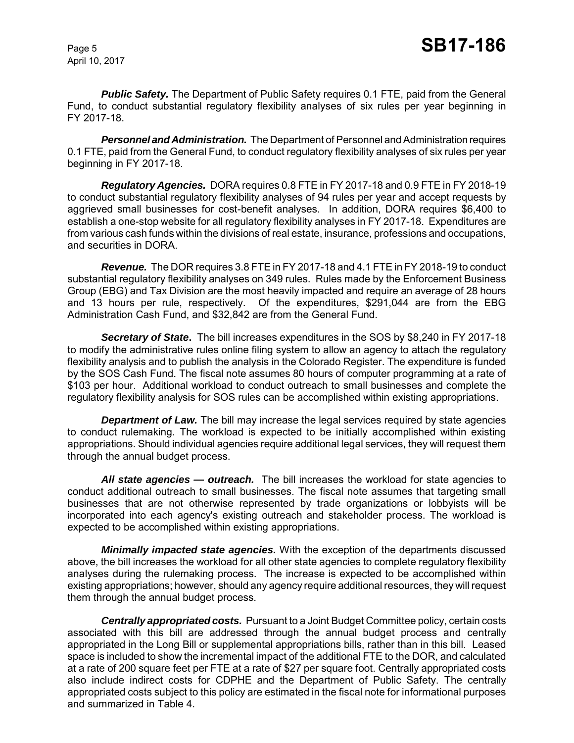***Public Safety.*** The Department of Public Safety requires 0.1 FTE, paid from the General Fund, to conduct substantial regulatory flexibility analyses of six rules per year beginning in FY 2017-18.

***Personnel and Administration.*** The Department of Personnel and Administration requires 0.1 FTE, paid from the General Fund, to conduct regulatory flexibility analyses of six rules per year beginning in FY 2017-18.

***Regulatory Agencies.*** DORA requires 0.8 FTE in FY 2017-18 and 0.9 FTE in FY 2018-19 to conduct substantial regulatory flexibility analyses of 94 rules per year and accept requests by aggrieved small businesses for cost-benefit analyses. In addition, DORA requires $6,400 to establish a one-stop website for all regulatory flexibility analyses in FY 2017-18. Expenditures are from various cash funds within the divisions of real estate, insurance, professions and occupations, and securities in DORA.

***Revenue.*** The DOR requires 3.8 FTE in FY 2017-18 and 4.1 FTE in FY 2018-19 to conduct substantial regulatory flexibility analyses on 349 rules. Rules made by the Enforcement Business Group (EBG) and Tax Division are the most heavily impacted and require an average of 28 hours and 13 hours per rule, respectively. Of the expenditures, $291,044 are from the EBG Administration Cash Fund, and $32,842 are from the General Fund.

***Secretary of State.*** The bill increases expenditures in the SOS by $8,240 in FY 2017-18 to modify the administrative rules online filing system to allow an agency to attach the regulatory flexibility analysis and to publish the analysis in the Colorado Register. The expenditure is funded by the SOS Cash Fund. The fiscal note assumes 80 hours of computer programming at a rate of $103 per hour. Additional workload to conduct outreach to small businesses and complete the regulatory flexibility analysis for SOS rules can be accomplished within existing appropriations.

***Department of Law.*** The bill may increase the legal services required by state agencies to conduct rulemaking. The workload is expected to be initially accomplished within existing appropriations. Should individual agencies require additional legal services, they will request them through the annual budget process.

***All state agencies — outreach.*** The bill increases the workload for state agencies to conduct additional outreach to small businesses. The fiscal note assumes that targeting small businesses that are not otherwise represented by trade organizations or lobbyists will be incorporated into each agency's existing outreach and stakeholder process. The workload is expected to be accomplished within existing appropriations.

***Minimally impacted state agencies.*** With the exception of the departments discussed above, the bill increases the workload for all other state agencies to complete regulatory flexibility analyses during the rulemaking process. The increase is expected to be accomplished within existing appropriations; however, should any agency require additional resources, they will request them through the annual budget process.

***Centrally appropriated costs.*** Pursuant to a Joint Budget Committee policy, certain costs associated with this bill are addressed through the annual budget process and centrally appropriated in the Long Bill or supplemental appropriations bills, rather than in this bill. Leased space is included to show the incremental impact of the additional FTE to the DOR, and calculated at a rate of 200 square feet per FTE at a rate of $27 per square foot. Centrally appropriated costs also include indirect costs for CDPHE and the Department of Public Safety. The centrally appropriated costs subject to this policy are estimated in the fiscal note for informational purposes and summarized in Table 4.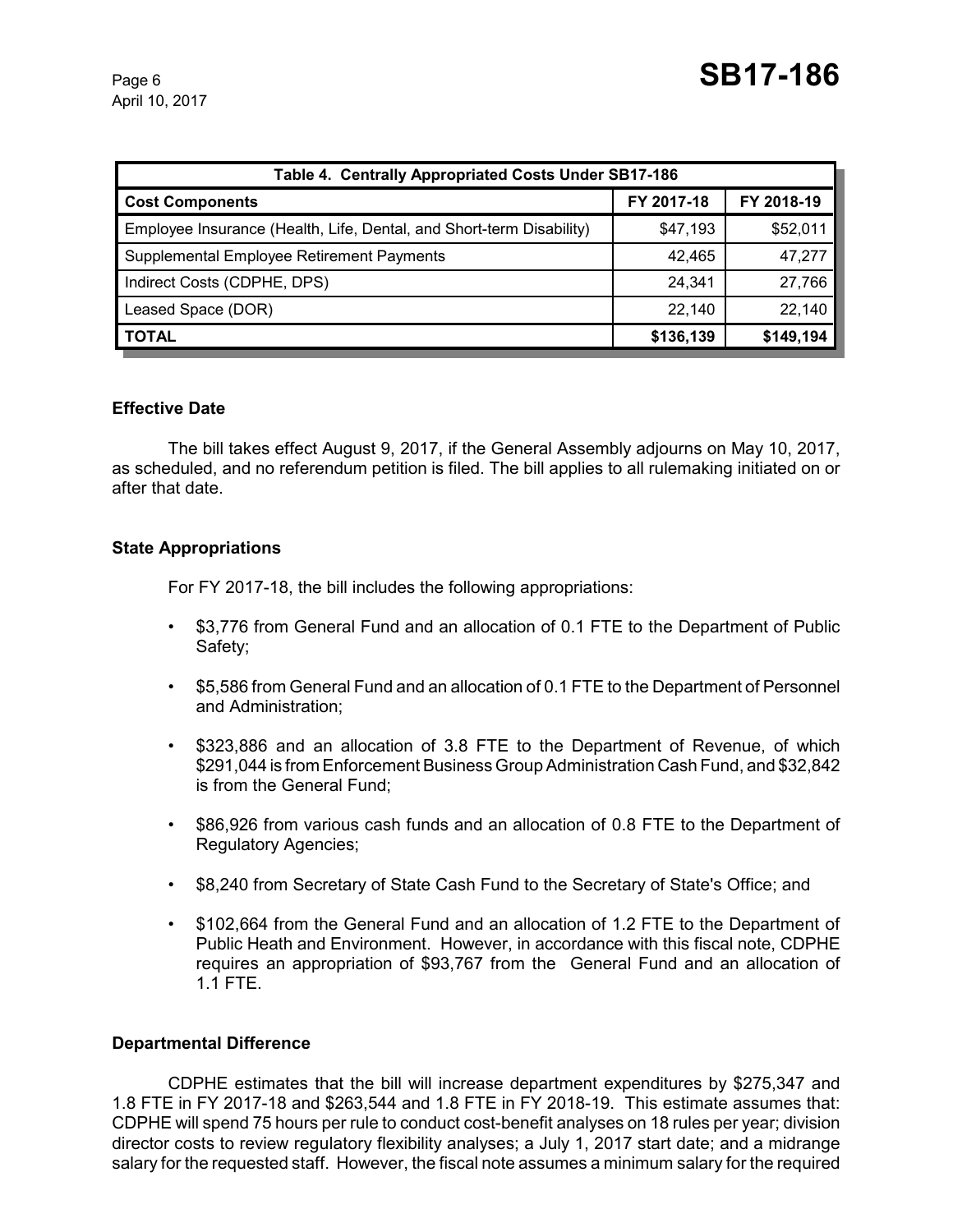| Table 4. Centrally Appropriated Costs Under SB17-186 | | |
|---|---|---|
| **Cost Components** | **FY 2017-18** | **FY 2018-19** |
| Employee Insurance (Health, Life, Dental, and Short-term Disability) | $47,193 | $52,011 |
| Supplemental Employee Retirement Payments | 42,465 | 47,277 |
| Indirect Costs (CDPHE, DPS) | 24,341 | 27,766 |
| Leased Space (DOR) | 22,140 | 22,140 |
| **TOTAL** | **$136,139** | **$149,194** |

### Effective Date

The bill takes effect August 9, 2017, if the General Assembly adjourns on May 10, 2017, as scheduled, and no referendum petition is filed. The bill applies to all rulemaking initiated on or after that date.

### State Appropriations

For FY 2017-18, the bill includes the following appropriations:

- $3,776 from General Fund and an allocation of 0.1 FTE to the Department of Public Safety;
- $5,586 from General Fund and an allocation of 0.1 FTE to the Department of Personnel and Administration;
- $323,886 and an allocation of 3.8 FTE to the Department of Revenue, of which $291,044 is from Enforcement Business Group Administration Cash Fund, and $32,842 is from the General Fund;
- $86,926 from various cash funds and an allocation of 0.8 FTE to the Department of Regulatory Agencies;
- $8,240 from Secretary of State Cash Fund to the Secretary of State's Office; and
- $102,664 from the General Fund and an allocation of 1.2 FTE to the Department of Public Heath and Environment. However, in accordance with this fiscal note, CDPHE requires an appropriation of $93,767 from the General Fund and an allocation of 1.1 FTE.

### Departmental Difference

CDPHE estimates that the bill will increase department expenditures by $275,347 and 1.8 FTE in FY 2017-18 and $263,544 and 1.8 FTE in FY 2018-19. This estimate assumes that: CDPHE will spend 75 hours per rule to conduct cost-benefit analyses on 18 rules per year; division director costs to review regulatory flexibility analyses; a July 1, 2017 start date; and a midrange salary for the requested staff. However, the fiscal note assumes a minimum salary for the required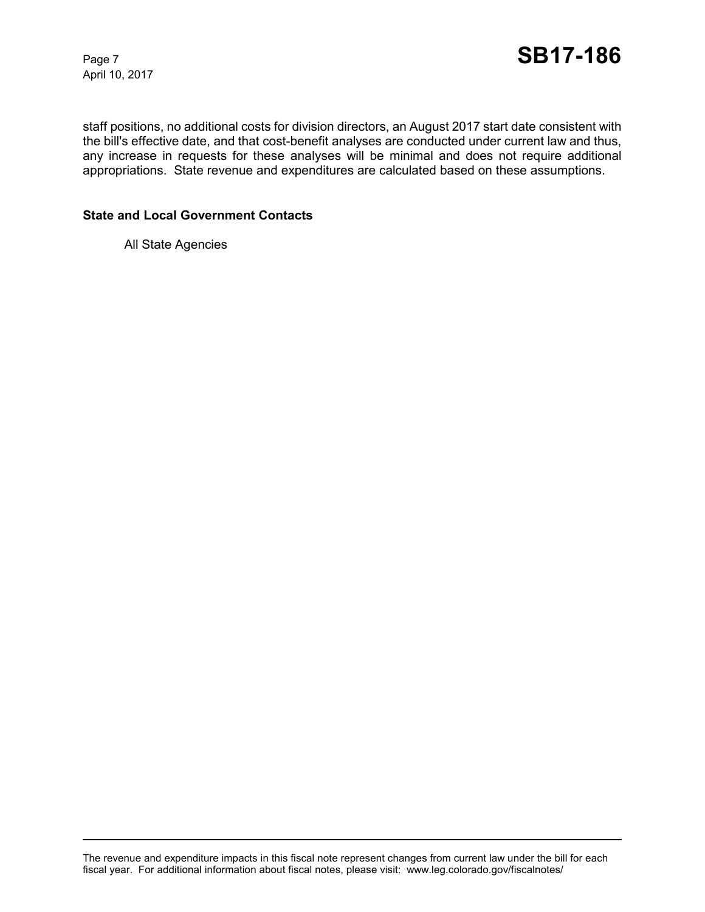staff positions, no additional costs for division directors, an August 2017 start date consistent with the bill's effective date, and that cost-benefit analyses are conducted under current law and thus, any increase in requests for these analyses will be minimal and does not require additional appropriations. State revenue and expenditures are calculated based on these assumptions.

**State and Local Government Contacts**

All State Agencies

The revenue and expenditure impacts in this fiscal note represent changes from current law under the bill for each fiscal year. For additional information about fiscal notes, please visit: www.leg.colorado.gov/fiscalnotes/